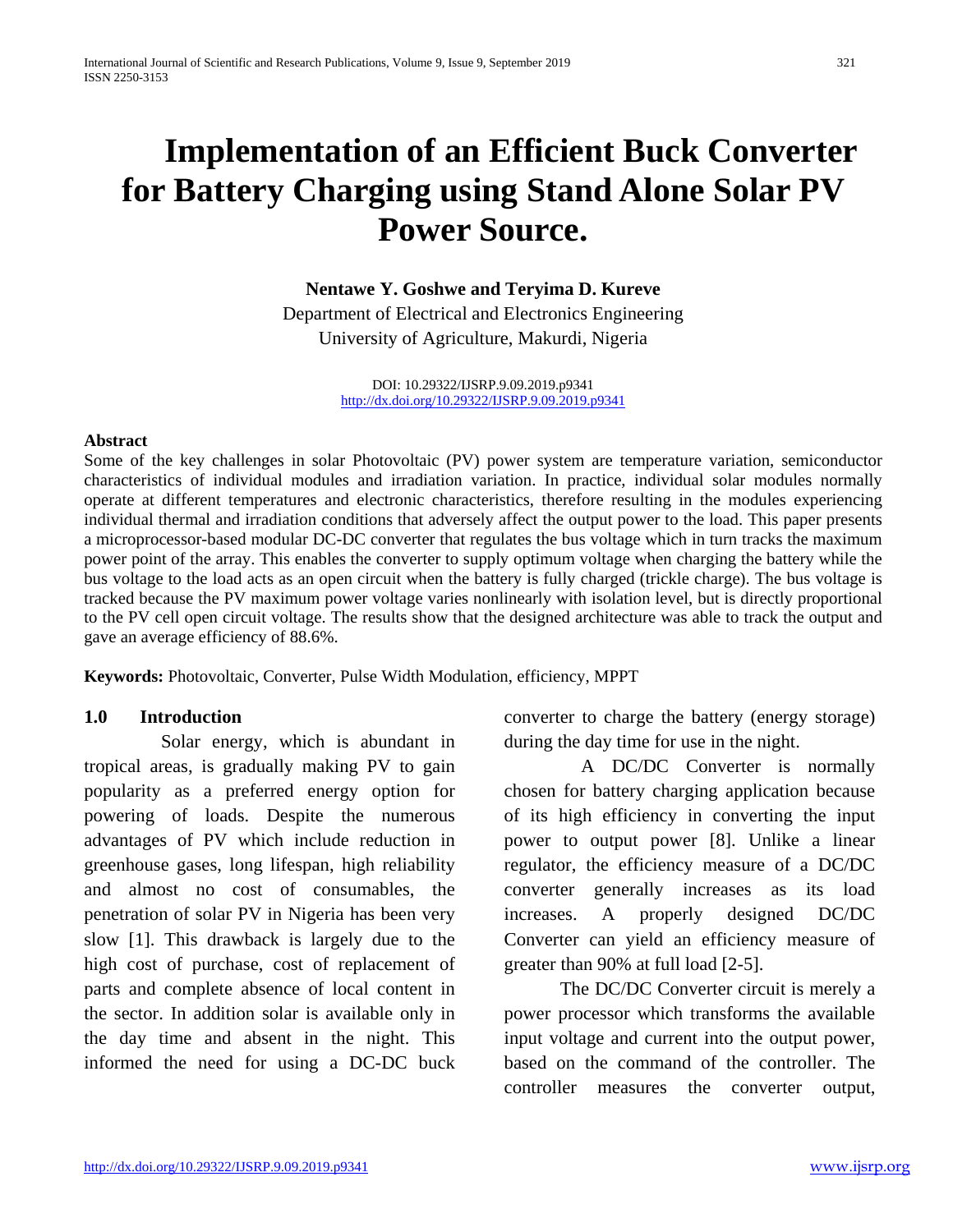# Implementation of an Efficient Buck Converter for Battery Charging using Stand Alone Solar PV Power Source.

**Nentawe Y. Goshwe and Teryima D. Kureve**

Department of Electrical and Electronics Engineering
University of Agriculture, Makurdi, Nigeria

DOI: 10.29322/IJSRP.9.09.2019.p9341
http://dx.doi.org/10.29322/IJSRP.9.09.2019.p9341

**Abstract**

Some of the key challenges in solar Photovoltaic (PV) power system are temperature variation, semiconductor characteristics of individual modules and irradiation variation. In practice, individual solar modules normally operate at different temperatures and electronic characteristics, therefore resulting in the modules experiencing individual thermal and irradiation conditions that adversely affect the output power to the load. This paper presents a microprocessor-based modular DC-DC converter that regulates the bus voltage which in turn tracks the maximum power point of the array. This enables the converter to supply optimum voltage when charging the battery while the bus voltage to the load acts as an open circuit when the battery is fully charged (trickle charge). The bus voltage is tracked because the PV maximum power voltage varies nonlinearly with isolation level, but is directly proportional to the PV cell open circuit voltage. The results show that the designed architecture was able to track the output and gave an average efficiency of 88.6%.

**Keywords:** Photovoltaic, Converter, Pulse Width Modulation, efficiency, MPPT

## 1.0 Introduction

Solar energy, which is abundant in tropical areas, is gradually making PV to gain popularity as a preferred energy option for powering of loads. Despite the numerous advantages of PV which include reduction in greenhouse gases, long lifespan, high reliability and almost no cost of consumables, the penetration of solar PV in Nigeria has been very slow [1]. This drawback is largely due to the high cost of purchase, cost of replacement of parts and complete absence of local content in the sector. In addition solar is available only in the day time and absent in the night. This informed the need for using a DC-DC buck converter to charge the battery (energy storage) during the day time for use in the night.

A DC/DC Converter is normally chosen for battery charging application because of its high efficiency in converting the input power to output power [8]. Unlike a linear regulator, the efficiency measure of a DC/DC converter generally increases as its load increases. A properly designed DC/DC Converter can yield an efficiency measure of greater than 90% at full load [2-5].

The DC/DC Converter circuit is merely a power processor which transforms the available input voltage and current into the output power, based on the command of the controller. The controller measures the converter output,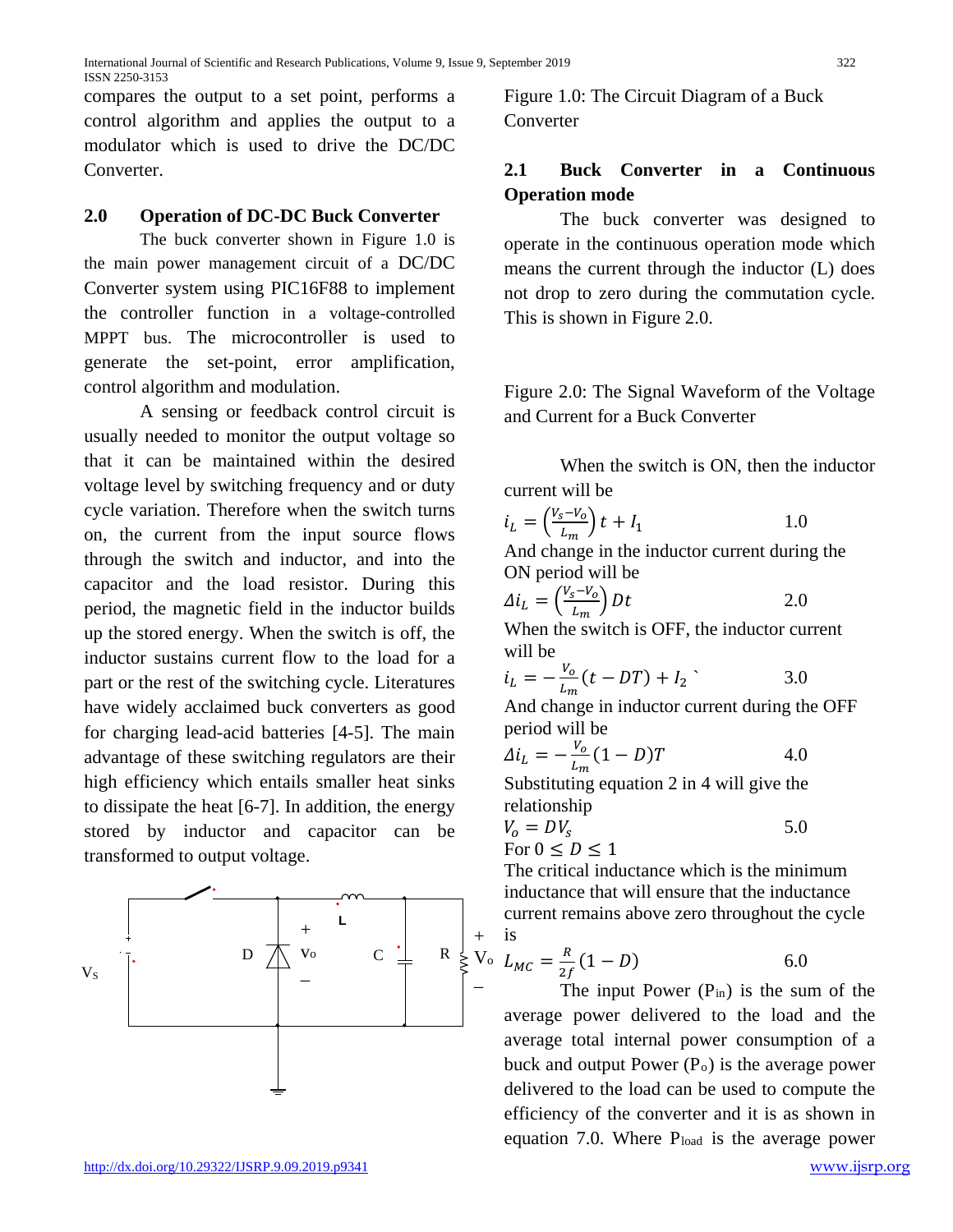compares the output to a set point, performs a control algorithm and applies the output to a modulator which is used to drive the DC/DC Converter.

## 2.0 Operation of DC-DC Buck Converter

The buck converter shown in Figure 1.0 is the main power management circuit of a DC/DC Converter system using PIC16F88 to implement the controller function in a voltage-controlled MPPT bus. The microcontroller is used to generate the set-point, error amplification, control algorithm and modulation.

A sensing or feedback control circuit is usually needed to monitor the output voltage so that it can be maintained within the desired voltage level by switching frequency and or duty cycle variation. Therefore when the switch turns on, the current from the input source flows through the switch and inductor, and into the capacitor and the load resistor. During this period, the magnetic field in the inductor builds up the stored energy. When the switch is off, the inductor sustains current flow to the load for a part or the rest of the switching cycle. Literatures have widely acclaimed buck converters as good for charging lead-acid batteries [4-5]. The main advantage of these switching regulators are their high efficiency which entails smaller heat sinks to dissipate the heat [6-7]. In addition, the energy stored by inductor and capacitor can be transformed to output voltage.

Figure 1.0: The Circuit Diagram of a Buck Converter

### 2.1 Buck Converter in a Continuous Operation mode

The buck converter was designed to operate in the continuous operation mode which means the current through the inductor (L) does not drop to zero during the commutation cycle. This is shown in Figure 2.0.

Figure 2.0: The Signal Waveform of the Voltage and Current for a Buck Converter

When the switch is ON, then the inductor current will be

$$i_L = \left(\frac{V_s - V_o}{L_m}\right) t + I_1 \qquad 1.0$$

And change in the inductor current during the ON period will be

$$\Delta i_L = \left(\frac{V_s - V_o}{L_m}\right) Dt \qquad 2.0$$

When the switch is OFF, the inductor current will be

$$i_L = -\frac{V_o}{L_m}(t - DT) + I_2 \qquad 3.0$$

And change in inductor current during the OFF period will be

$$\Delta i_L = -\frac{V_o}{L_m}(1 - D)T \qquad 4.0$$

Substituting equation 2 in 4 will give the relationship

$$V_o = DV_s \qquad 5.0$$

For $0 \leq D \leq 1$

The critical inductance which is the minimum inductance that will ensure that the inductance current remains above zero throughout the cycle is

$$L_{MC} = \frac{R}{2f}(1 - D) \qquad 6.0$$

The input Power ($P_{in}$) is the sum of the average power delivered to the load and the average total internal power consumption of a buck and output Power ($P_o$) is the average power delivered to the load can be used to compute the efficiency of the converter and it is as shown in equation 7.0. Where $P_{load}$ is the average power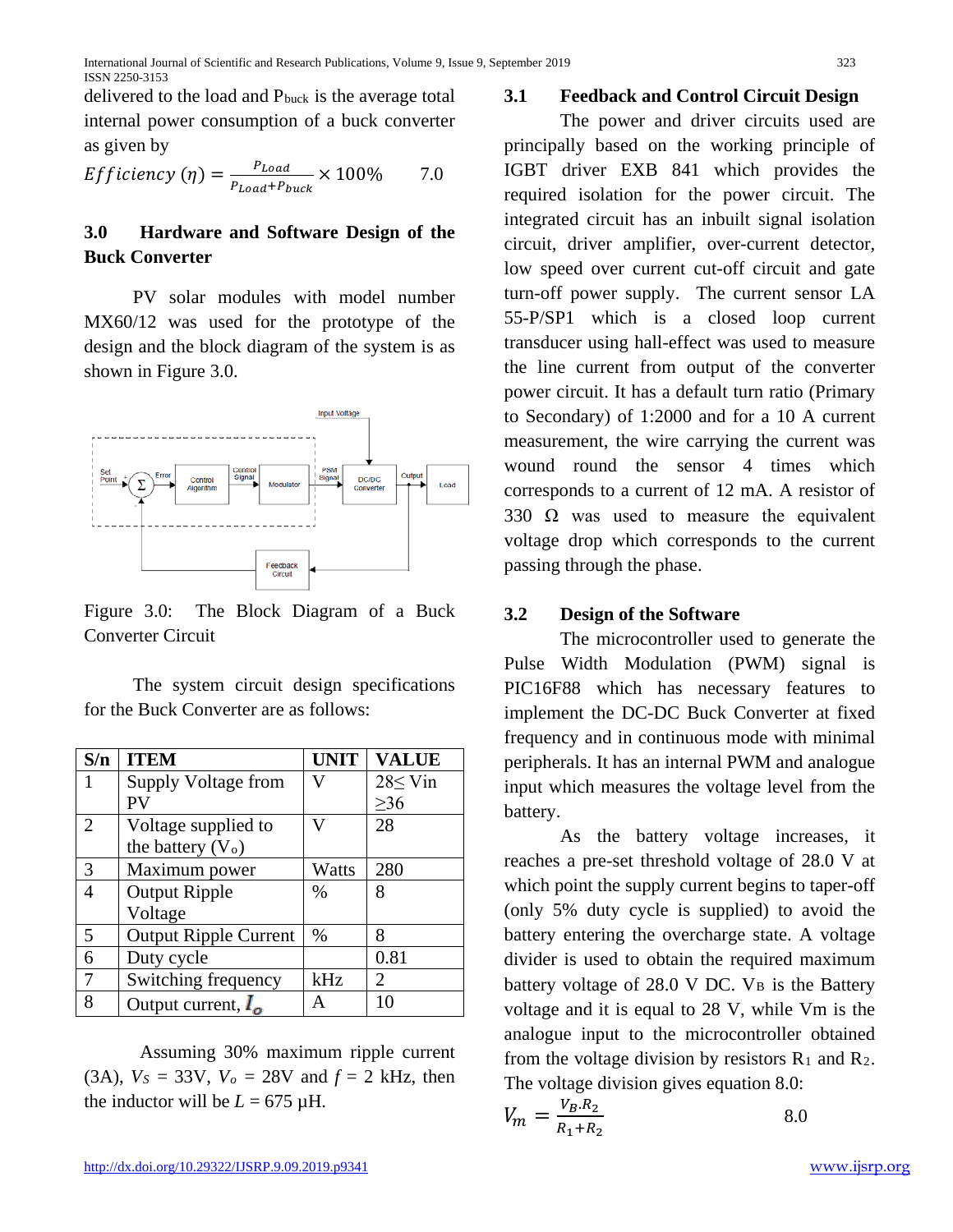delivered to the load and $P_{buck}$ is the average total internal power consumption of a buck converter as given by

$$Efficiency\ (\eta) = \frac{P_{Load}}{P_{Load}+P_{buck}} \times 100\% \qquad 7.0$$

## 3.0 Hardware and Software Design of the Buck Converter

PV solar modules with model number MX60/12 was used for the prototype of the design and the block diagram of the system is as shown in Figure 3.0.

Figure 3.0: The Block Diagram of a Buck Converter Circuit

The system circuit design specifications for the Buck Converter are as follows:

| S/n | ITEM | UNIT | VALUE |
|---|---|---|---|
| 1 | Supply Voltage from PV | V | 28≤ Vin ≥36 |
| 2 | Voltage supplied to the battery ($V_o$) | V | 28 |
| 3 | Maximum power | Watts | 280 |
| 4 | Output Ripple Voltage | % | 8 |
| 5 | Output Ripple Current | % | 8 |
| 6 | Duty cycle | | 0.81 |
| 7 | Switching frequency | kHz | 2 |
| 8 | Output current, $I_o$ | A | 10 |

Assuming 30% maximum ripple current (3A), $V_S$ = 33V, $V_o$ = 28V and $f$ = 2 kHz, then the inductor will be $L$ = 675 μH.

### 3.1 Feedback and Control Circuit Design

The power and driver circuits used are principally based on the working principle of IGBT driver EXB 841 which provides the required isolation for the power circuit. The integrated circuit has an inbuilt signal isolation circuit, driver amplifier, over-current detector, low speed over current cut-off circuit and gate turn-off power supply. The current sensor LA 55-P/SP1 which is a closed loop current transducer using hall-effect was used to measure the line current from output of the converter power circuit. It has a default turn ratio (Primary to Secondary) of 1:2000 and for a 10 A current measurement, the wire carrying the current was wound round the sensor 4 times which corresponds to a current of 12 mA. A resistor of 330 Ω was used to measure the equivalent voltage drop which corresponds to the current passing through the phase.

### 3.2 Design of the Software

The microcontroller used to generate the Pulse Width Modulation (PWM) signal is PIC16F88 which has necessary features to implement the DC-DC Buck Converter at fixed frequency and in continuous mode with minimal peripherals. It has an internal PWM and analogue input which measures the voltage level from the battery.

As the battery voltage increases, it reaches a pre-set threshold voltage of 28.0 V at which point the supply current begins to taper-off (only 5% duty cycle is supplied) to avoid the battery entering the overcharge state. A voltage divider is used to obtain the required maximum battery voltage of 28.0 V DC. $V_B$ is the Battery voltage and it is equal to 28 V, while Vm is the analogue input to the microcontroller obtained from the voltage division by resistors $R_1$ and $R_2$. The voltage division gives equation 8.0:

$$V_m = \frac{V_B.R_2}{R_1+R_2} \qquad 8.0$$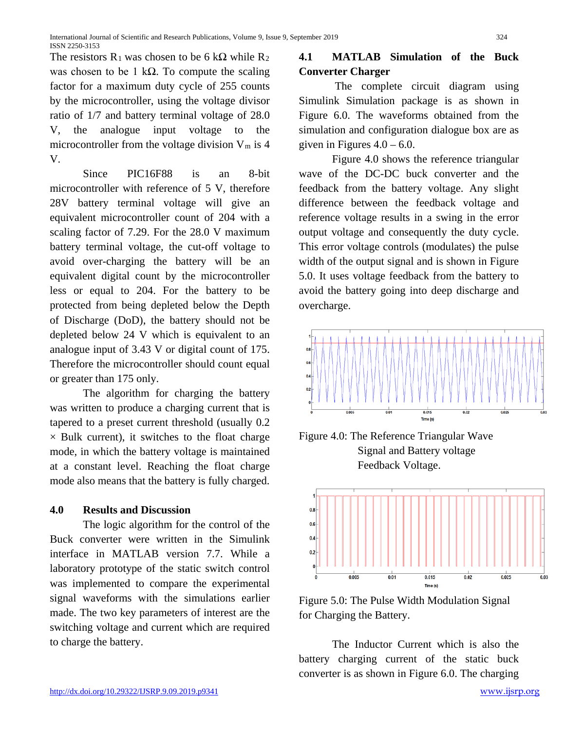The resistors $R_1$ was chosen to be 6 kΩ while $R_2$ was chosen to be 1 kΩ. To compute the scaling factor for a maximum duty cycle of 255 counts by the microcontroller, using the voltage divisor ratio of 1/7 and battery terminal voltage of 28.0 V, the analogue input voltage to the microcontroller from the voltage division $V_m$ is 4 V.

Since PIC16F88 is an 8-bit microcontroller with reference of 5 V, therefore 28V battery terminal voltage will give an equivalent microcontroller count of 204 with a scaling factor of 7.29. For the 28.0 V maximum battery terminal voltage, the cut-off voltage to avoid over-charging the battery will be an equivalent digital count by the microcontroller less or equal to 204. For the battery to be protected from being depleted below the Depth of Discharge (DoD), the battery should not be depleted below 24 V which is equivalent to an analogue input of 3.43 V or digital count of 175. Therefore the microcontroller should count equal or greater than 175 only.

The algorithm for charging the battery was written to produce a charging current that is tapered to a preset current threshold (usually 0.2 × Bulk current), it switches to the float charge mode, in which the battery voltage is maintained at a constant level. Reaching the float charge mode also means that the battery is fully charged.

## 4.0 Results and Discussion

The logic algorithm for the control of the Buck converter were written in the Simulink interface in MATLAB version 7.7. While a laboratory prototype of the static switch control was implemented to compare the experimental signal waveforms with the simulations earlier made. The two key parameters of interest are the switching voltage and current which are required to charge the battery.

### 4.1 MATLAB Simulation of the Buck Converter Charger

The complete circuit diagram using Simulink Simulation package is as shown in Figure 6.0. The waveforms obtained from the simulation and configuration dialogue box are as given in Figures 4.0 – 6.0.

Figure 4.0 shows the reference triangular wave of the DC-DC buck converter and the feedback from the battery voltage. Any slight difference between the feedback voltage and reference voltage results in a swing in the error output voltage and consequently the duty cycle. This error voltage controls (modulates) the pulse width of the output signal and is shown in Figure 5.0. It uses voltage feedback from the battery to avoid the battery going into deep discharge and overcharge.

Figure 4.0: The Reference Triangular Wave Signal and Battery voltage Feedback Voltage.

Figure 5.0: The Pulse Width Modulation Signal for Charging the Battery.

The Inductor Current which is also the battery charging current of the static buck converter is as shown in Figure 6.0. The charging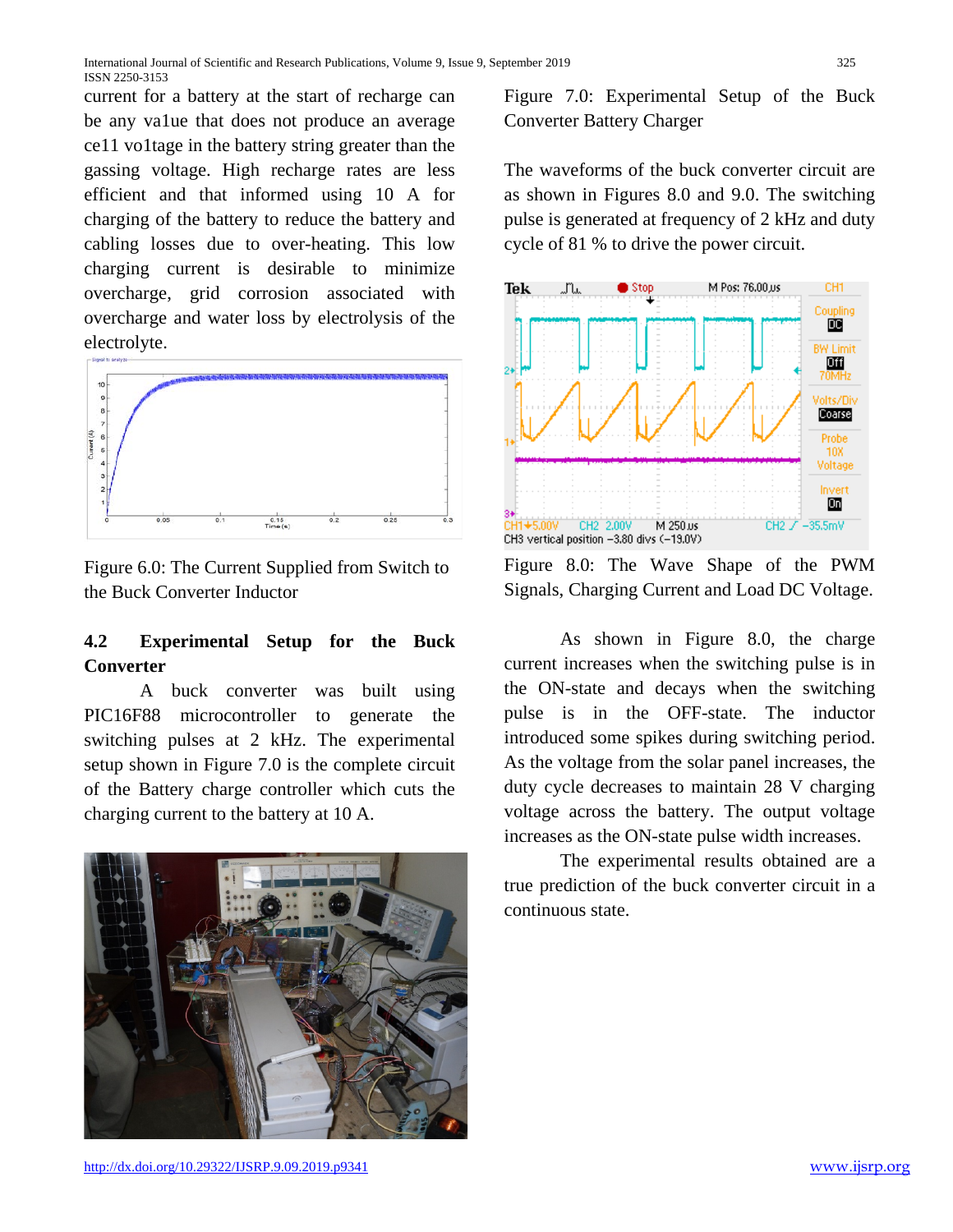current for a battery at the start of recharge can be any va1ue that does not produce an average ce11 vo1tage in the battery string greater than the gassing voltage. High recharge rates are less efficient and that informed using 10 A for charging of the battery to reduce the battery and cabling losses due to over-heating. This low charging current is desirable to minimize overcharge, grid corrosion associated with overcharge and water loss by electrolysis of the electrolyte.

Figure 6.0: The Current Supplied from Switch to the Buck Converter Inductor

### 4.2 Experimental Setup for the Buck Converter

A buck converter was built using PIC16F88 microcontroller to generate the switching pulses at 2 kHz. The experimental setup shown in Figure 7.0 is the complete circuit of the Battery charge controller which cuts the charging current to the battery at 10 A.

Figure 7.0: Experimental Setup of the Buck Converter Battery Charger

The waveforms of the buck converter circuit are as shown in Figures 8.0 and 9.0. The switching pulse is generated at frequency of 2 kHz and duty cycle of 81 % to drive the power circuit.

Figure 8.0: The Wave Shape of the PWM Signals, Charging Current and Load DC Voltage.

As shown in Figure 8.0, the charge current increases when the switching pulse is in the ON-state and decays when the switching pulse is in the OFF-state. The inductor introduced some spikes during switching period. As the voltage from the solar panel increases, the duty cycle decreases to maintain 28 V charging voltage across the battery. The output voltage increases as the ON-state pulse width increases.

The experimental results obtained are a true prediction of the buck converter circuit in a continuous state.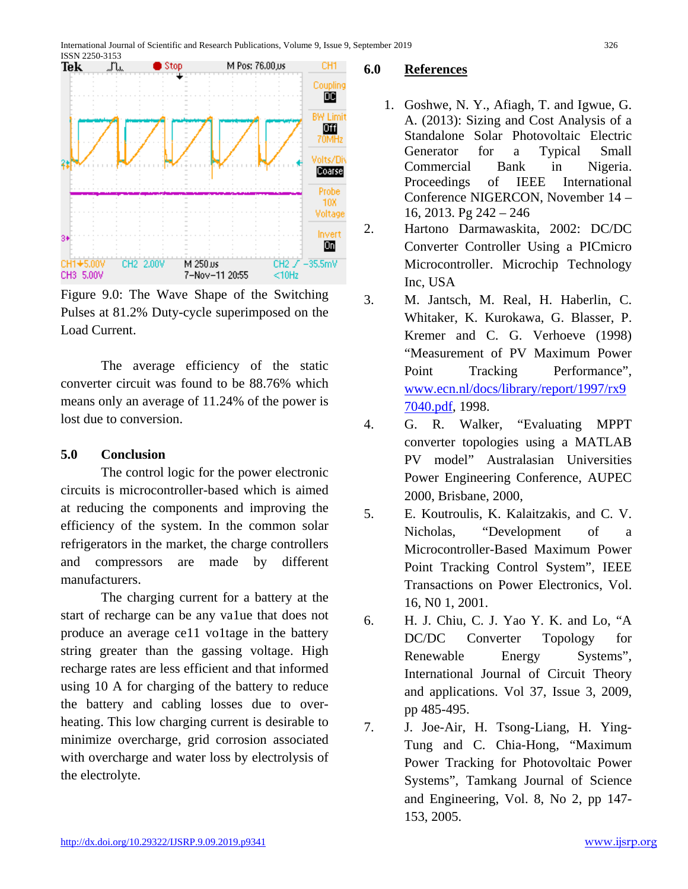Figure 9.0: The Wave Shape of the Switching Pulses at 81.2% Duty-cycle superimposed on the Load Current.

The average efficiency of the static converter circuit was found to be 88.76% which means only an average of 11.24% of the power is lost due to conversion.

## 5.0 Conclusion

The control logic for the power electronic circuits is microcontroller-based which is aimed at reducing the components and improving the efficiency of the system. In the common solar refrigerators in the market, the charge controllers and compressors are made by different manufacturers.

The charging current for a battery at the start of recharge can be any va1ue that does not produce an average ce11 vo1tage in the battery string greater than the gassing voltage. High recharge rates are less efficient and that informed using 10 A for charging of the battery to reduce the battery and cabling losses due to over-heating. This low charging current is desirable to minimize overcharge, grid corrosion associated with overcharge and water loss by electrolysis of the electrolyte.

## 6.0 References

1. Goshwe, N. Y., Afiagh, T. and Igwue, G. A. (2013): Sizing and Cost Analysis of a Standalone Solar Photovoltaic Electric Generator for a Typical Small Commercial Bank in Nigeria. Proceedings of IEEE International Conference NIGERCON, November 14 – 16, 2013. Pg 242 – 246
2. Hartono Darmawaskita, 2002: DC/DC Converter Controller Using a PICmicro Microcontroller. Microchip Technology Inc, USA
3. M. Jantsch, M. Real, H. Haberlin, C. Whitaker, K. Kurokawa, G. Blasser, P. Kremer and C. G. Verhoeve (1998) "Measurement of PV Maximum Power Point Tracking Performance", www.ecn.nl/docs/library/report/1997/rx97040.pdf, 1998.
4. G. R. Walker, "Evaluating MPPT converter topologies using a MATLAB PV model" Australasian Universities Power Engineering Conference, AUPEC 2000, Brisbane, 2000,
5. E. Koutroulis, K. Kalaitzakis, and C. V. Nicholas, "Development of a Microcontroller-Based Maximum Power Point Tracking Control System", IEEE Transactions on Power Electronics, Vol. 16, N0 1, 2001.
6. H. J. Chiu, C. J. Yao Y. K. and Lo, "A DC/DC Converter Topology for Renewable Energy Systems", International Journal of Circuit Theory and applications. Vol 37, Issue 3, 2009, pp 485-495.
7. J. Joe-Air, H. Tsong-Liang, H. Ying-Tung and C. Chia-Hong, "Maximum Power Tracking for Photovoltaic Power Systems", Tamkang Journal of Science and Engineering, Vol. 8, No 2, pp 147-153, 2005.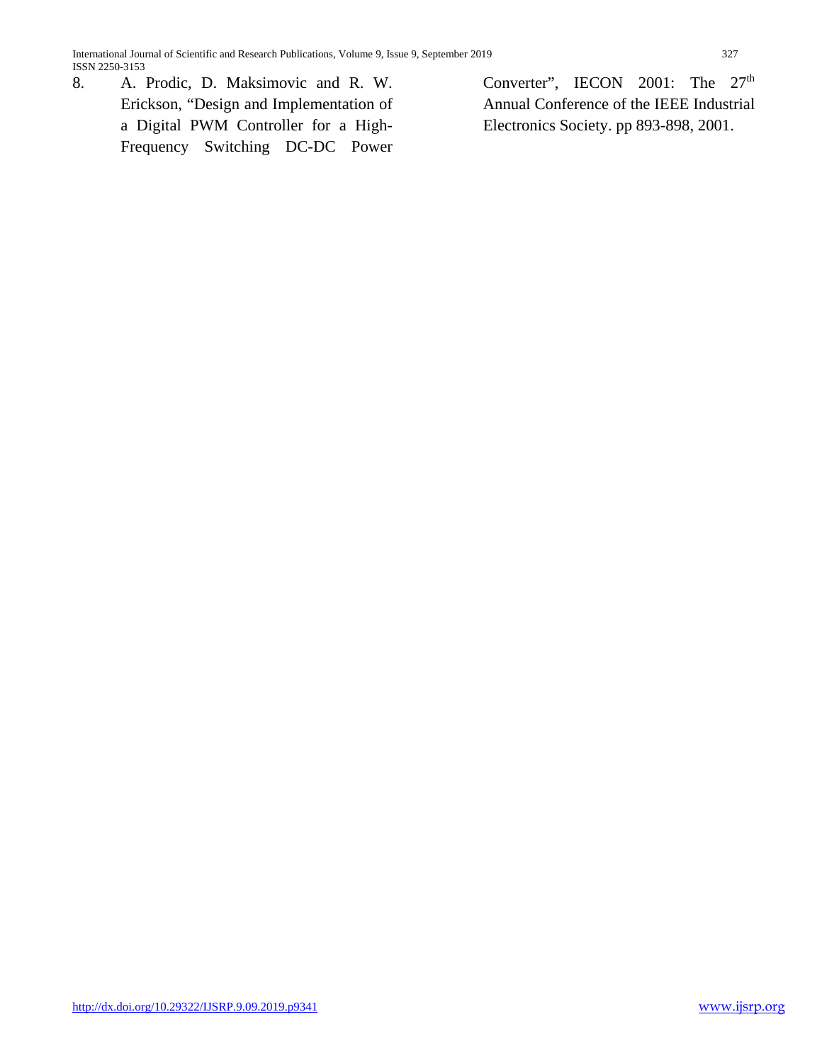8. A. Prodic, D. Maksimovic and R. W. Erickson, “Design and Implementation of a Digital PWM Controller for a High-Frequency Switching DC-DC Power Converter”, IECON 2001: The 27th Annual Conference of the IEEE Industrial Electronics Society. pp 893-898, 2001.